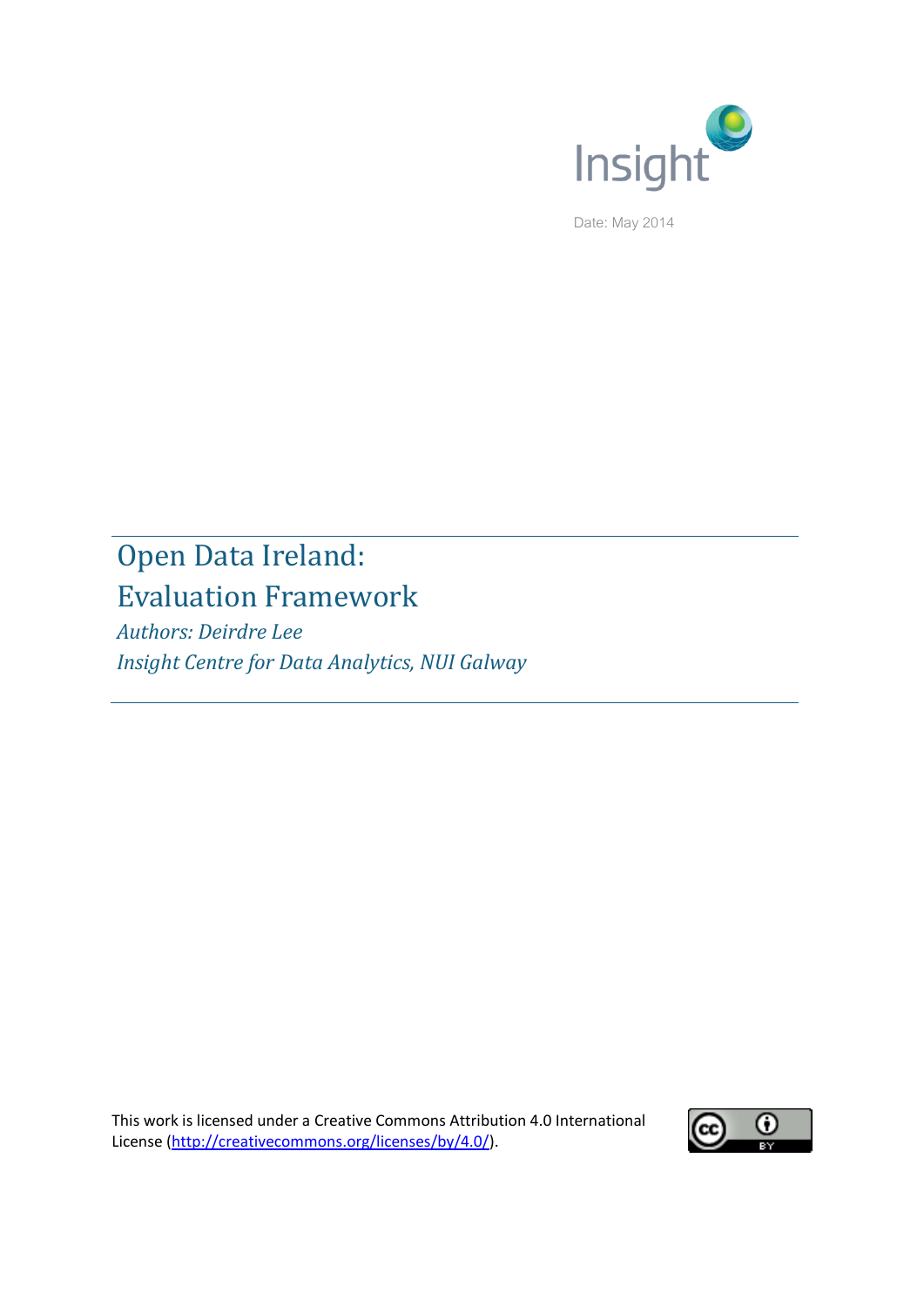Insight

Date: May 2014

# Open Data Ireland: Evaluation Framework

*Authors: Deirdre Lee*

*Insight Centre for Data Analytics, NUI Galway*

This work is licensed under a Creative Commons Attribution 4.0 International License (http://creativecommons.org/licenses/by/4.0/).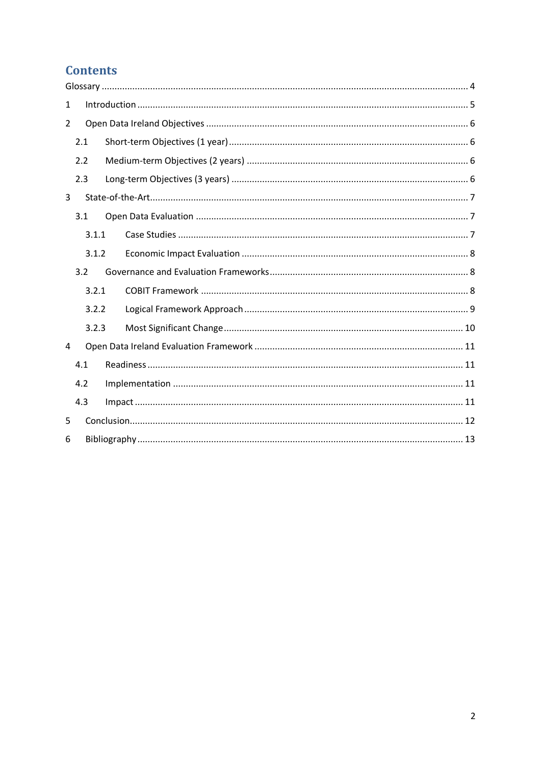# Contents

Glossary ........................................................................................................................................ 4

1 Introduction ................................................................................................................................ 5

2 Open Data Ireland Objectives ...................................................................................................... 6

2.1 Short-term Objectives (1 year) ............................................................................................. 6

2.2 Medium-term Objectives (2 years) ...................................................................................... 6

2.3 Long-term Objectives (3 years) ............................................................................................ 6

3 State-of-the-Art ........................................................................................................................... 7

3.1 Open Data Evaluation .......................................................................................................... 7

3.1.1 Case Studies ................................................................................................................. 7

3.1.2 Economic Impact Evaluation ........................................................................................ 8

3.2 Governance and Evaluation Frameworks ............................................................................. 8

3.2.1 COBIT Framework ........................................................................................................ 8

3.2.2 Logical Framework Approach ....................................................................................... 9

3.2.3 Most Significant Change ............................................................................................. 10

4 Open Data Ireland Evaluation Framework ................................................................................. 11

4.1 Readiness ........................................................................................................................... 11

4.2 Implementation ................................................................................................................. 11

4.3 Impact ............................................................................................................................... 11

5 Conclusion ................................................................................................................................. 12

6 Bibliography .............................................................................................................................. 13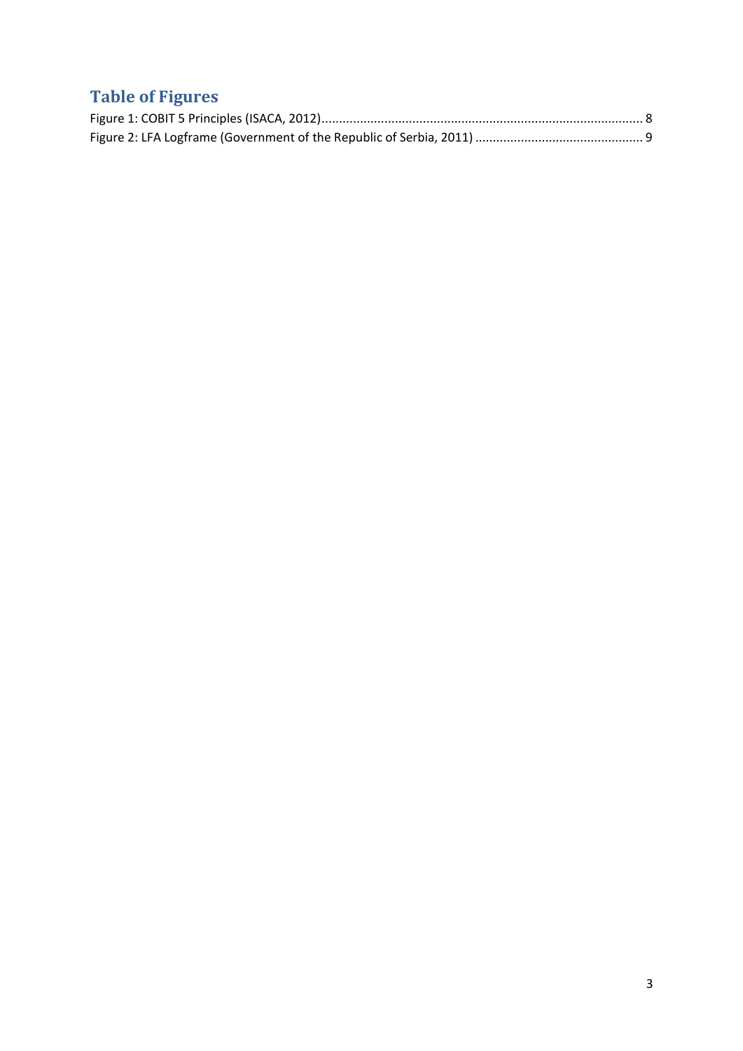# Table of Figures

Figure 1: COBIT 5 Principles (ISACA, 2012) .......................................................................................... 8

Figure 2: LFA Logframe (Government of the Republic of Serbia, 2011) ............................................... 9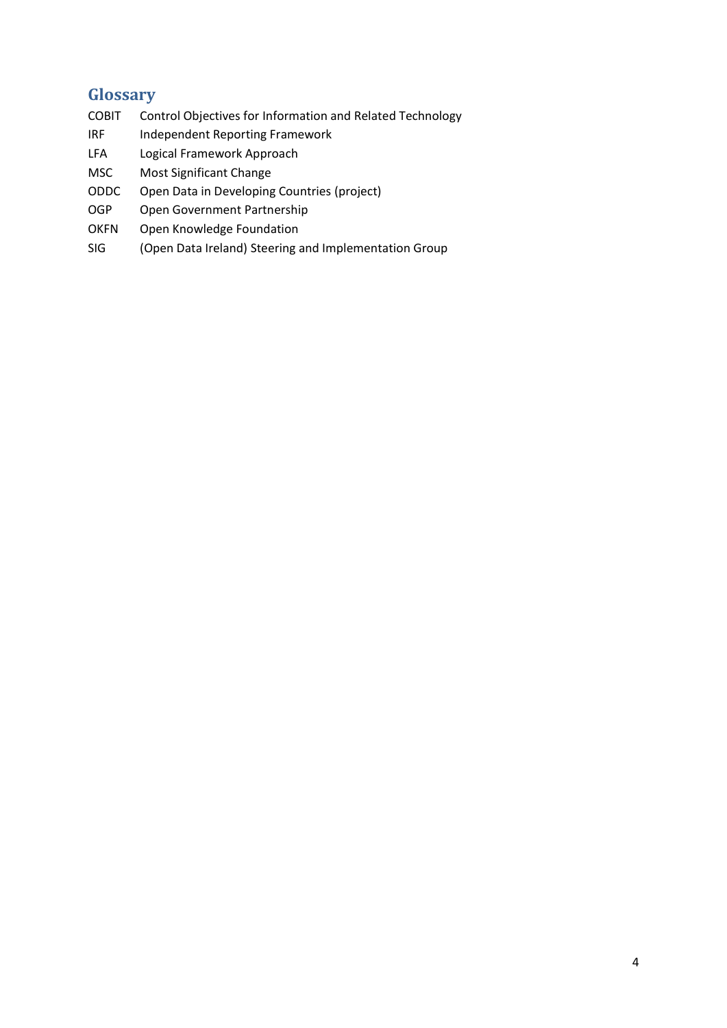## Glossary

| | |
|---|---|
| COBIT | Control Objectives for Information and Related Technology |
| IRF | Independent Reporting Framework |
| LFA | Logical Framework Approach |
| MSC | Most Significant Change |
| ODDC | Open Data in Developing Countries (project) |
| OGP | Open Government Partnership |
| OKFN | Open Knowledge Foundation |
| SIG | (Open Data Ireland) Steering and Implementation Group |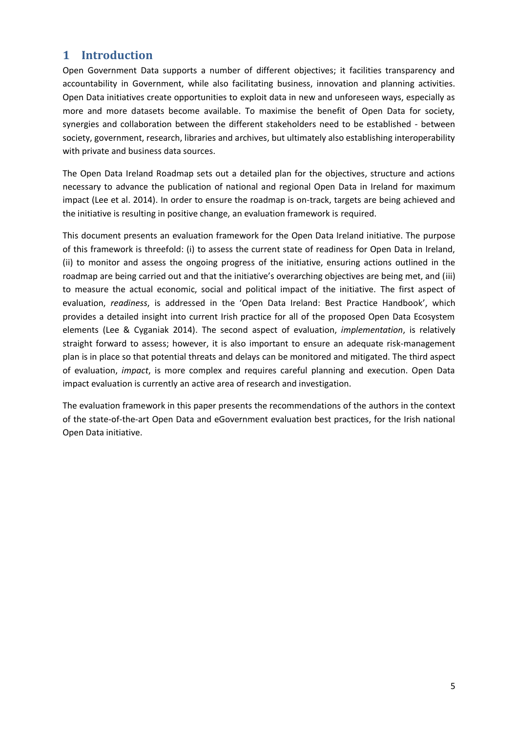# 1 Introduction

Open Government Data supports a number of different objectives; it facilities transparency and accountability in Government, while also facilitating business, innovation and planning activities. Open Data initiatives create opportunities to exploit data in new and unforeseen ways, especially as more and more datasets become available. To maximise the benefit of Open Data for society, synergies and collaboration between the different stakeholders need to be established - between society, government, research, libraries and archives, but ultimately also establishing interoperability with private and business data sources.

The Open Data Ireland Roadmap sets out a detailed plan for the objectives, structure and actions necessary to advance the publication of national and regional Open Data in Ireland for maximum impact (Lee et al. 2014). In order to ensure the roadmap is on-track, targets are being achieved and the initiative is resulting in positive change, an evaluation framework is required.

This document presents an evaluation framework for the Open Data Ireland initiative. The purpose of this framework is threefold: (i) to assess the current state of readiness for Open Data in Ireland, (ii) to monitor and assess the ongoing progress of the initiative, ensuring actions outlined in the roadmap are being carried out and that the initiative's overarching objectives are being met, and (iii) to measure the actual economic, social and political impact of the initiative. The first aspect of evaluation, *readiness*, is addressed in the 'Open Data Ireland: Best Practice Handbook', which provides a detailed insight into current Irish practice for all of the proposed Open Data Ecosystem elements (Lee & Cyganiak 2014). The second aspect of evaluation, *implementation*, is relatively straight forward to assess; however, it is also important to ensure an adequate risk-management plan is in place so that potential threats and delays can be monitored and mitigated. The third aspect of evaluation, *impact*, is more complex and requires careful planning and execution. Open Data impact evaluation is currently an active area of research and investigation.

The evaluation framework in this paper presents the recommendations of the authors in the context of the state-of-the-art Open Data and eGovernment evaluation best practices, for the Irish national Open Data initiative.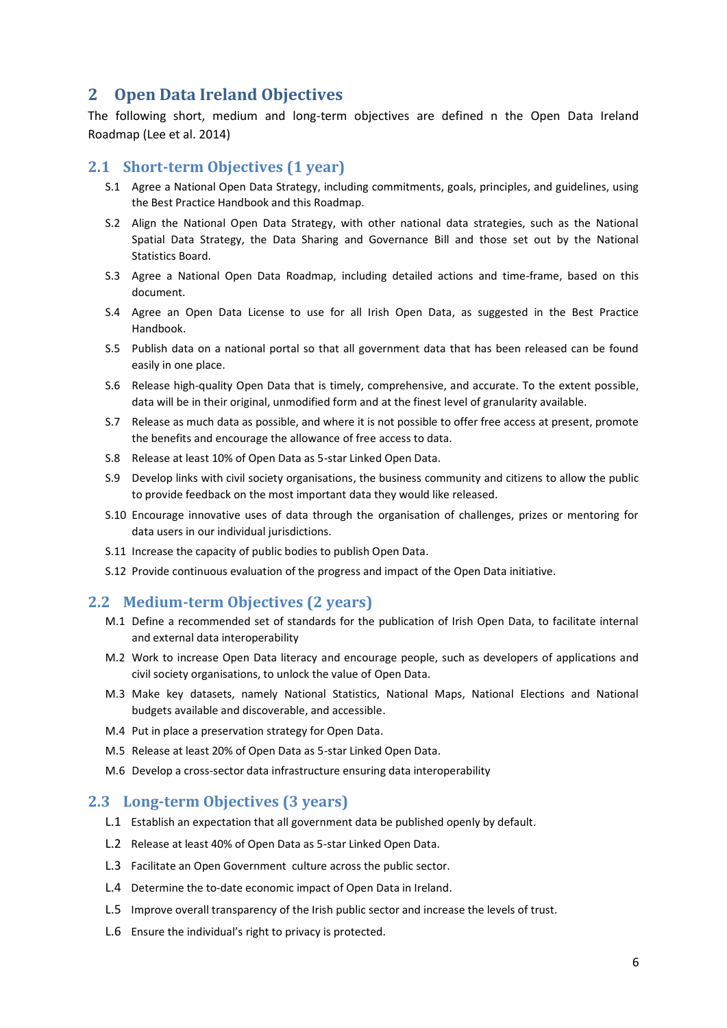## 2 Open Data Ireland Objectives

The following short, medium and long-term objectives are defined n the Open Data Ireland Roadmap (Lee et al. 2014)

### 2.1 Short-term Objectives (1 year)

- S.1 Agree a National Open Data Strategy, including commitments, goals, principles, and guidelines, using the Best Practice Handbook and this Roadmap.
- S.2 Align the National Open Data Strategy, with other national data strategies, such as the National Spatial Data Strategy, the Data Sharing and Governance Bill and those set out by the National Statistics Board.
- S.3 Agree a National Open Data Roadmap, including detailed actions and time-frame, based on this document.
- S.4 Agree an Open Data License to use for all Irish Open Data, as suggested in the Best Practice Handbook.
- S.5 Publish data on a national portal so that all government data that has been released can be found easily in one place.
- S.6 Release high-quality Open Data that is timely, comprehensive, and accurate. To the extent possible, data will be in their original, unmodified form and at the finest level of granularity available.
- S.7 Release as much data as possible, and where it is not possible to offer free access at present, promote the benefits and encourage the allowance of free access to data.
- S.8 Release at least 10% of Open Data as 5-star Linked Open Data.
- S.9 Develop links with civil society organisations, the business community and citizens to allow the public to provide feedback on the most important data they would like released.
- S.10 Encourage innovative uses of data through the organisation of challenges, prizes or mentoring for data users in our individual jurisdictions.
- S.11 Increase the capacity of public bodies to publish Open Data.
- S.12 Provide continuous evaluation of the progress and impact of the Open Data initiative.

### 2.2 Medium-term Objectives (2 years)

- M.1 Define a recommended set of standards for the publication of Irish Open Data, to facilitate internal and external data interoperability
- M.2 Work to increase Open Data literacy and encourage people, such as developers of applications and civil society organisations, to unlock the value of Open Data.
- M.3 Make key datasets, namely National Statistics, National Maps, National Elections and National budgets available and discoverable, and accessible.
- M.4 Put in place a preservation strategy for Open Data.
- M.5 Release at least 20% of Open Data as 5-star Linked Open Data.
- M.6 Develop a cross-sector data infrastructure ensuring data interoperability

### 2.3 Long-term Objectives (3 years)

- L.1 Establish an expectation that all government data be published openly by default.
- L.2 Release at least 40% of Open Data as 5-star Linked Open Data.
- L.3 Facilitate an Open Government culture across the public sector.
- L.4 Determine the to-date economic impact of Open Data in Ireland.
- L.5 Improve overall transparency of the Irish public sector and increase the levels of trust.
- L.6 Ensure the individual's right to privacy is protected.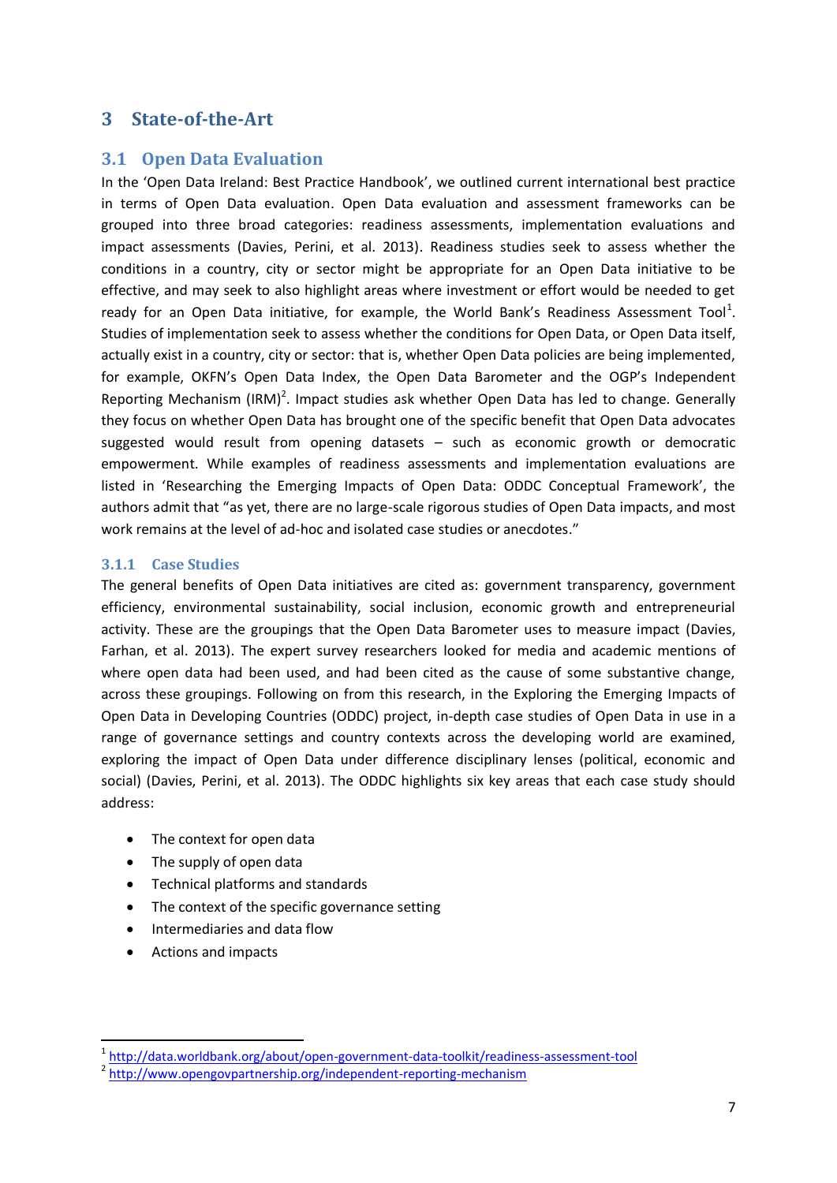# 3 State-of-the-Art

## 3.1 Open Data Evaluation

In the 'Open Data Ireland: Best Practice Handbook', we outlined current international best practice in terms of Open Data evaluation. Open Data evaluation and assessment frameworks can be grouped into three broad categories: readiness assessments, implementation evaluations and impact assessments (Davies, Perini, et al. 2013). Readiness studies seek to assess whether the conditions in a country, city or sector might be appropriate for an Open Data initiative to be effective, and may seek to also highlight areas where investment or effort would be needed to get ready for an Open Data initiative, for example, the World Bank's Readiness Assessment Tool[1]. Studies of implementation seek to assess whether the conditions for Open Data, or Open Data itself, actually exist in a country, city or sector: that is, whether Open Data policies are being implemented, for example, OKFN's Open Data Index, the Open Data Barometer and the OGP's Independent Reporting Mechanism (IRM)[2]. Impact studies ask whether Open Data has led to change. Generally they focus on whether Open Data has brought one of the specific benefit that Open Data advocates suggested would result from opening datasets – such as economic growth or democratic empowerment. While examples of readiness assessments and implementation evaluations are listed in 'Researching the Emerging Impacts of Open Data: ODDC Conceptual Framework', the authors admit that "as yet, there are no large-scale rigorous studies of Open Data impacts, and most work remains at the level of ad-hoc and isolated case studies or anecdotes."

### 3.1.1 Case Studies

The general benefits of Open Data initiatives are cited as: government transparency, government efficiency, environmental sustainability, social inclusion, economic growth and entrepreneurial activity. These are the groupings that the Open Data Barometer uses to measure impact (Davies, Farhan, et al. 2013). The expert survey researchers looked for media and academic mentions of where open data had been used, and had been cited as the cause of some substantive change, across these groupings. Following on from this research, in the Exploring the Emerging Impacts of Open Data in Developing Countries (ODDC) project, in-depth case studies of Open Data in use in a range of governance settings and country contexts across the developing world are examined, exploring the impact of Open Data under difference disciplinary lenses (political, economic and social) (Davies, Perini, et al. 2013). The ODDC highlights six key areas that each case study should address:

- The context for open data
- The supply of open data
- Technical platforms and standards
- The context of the specific governance setting
- Intermediaries and data flow
- Actions and impacts

[1] http://data.worldbank.org/about/open-government-data-toolkit/readiness-assessment-tool
[2] http://www.opengovpartnership.org/independent-reporting-mechanism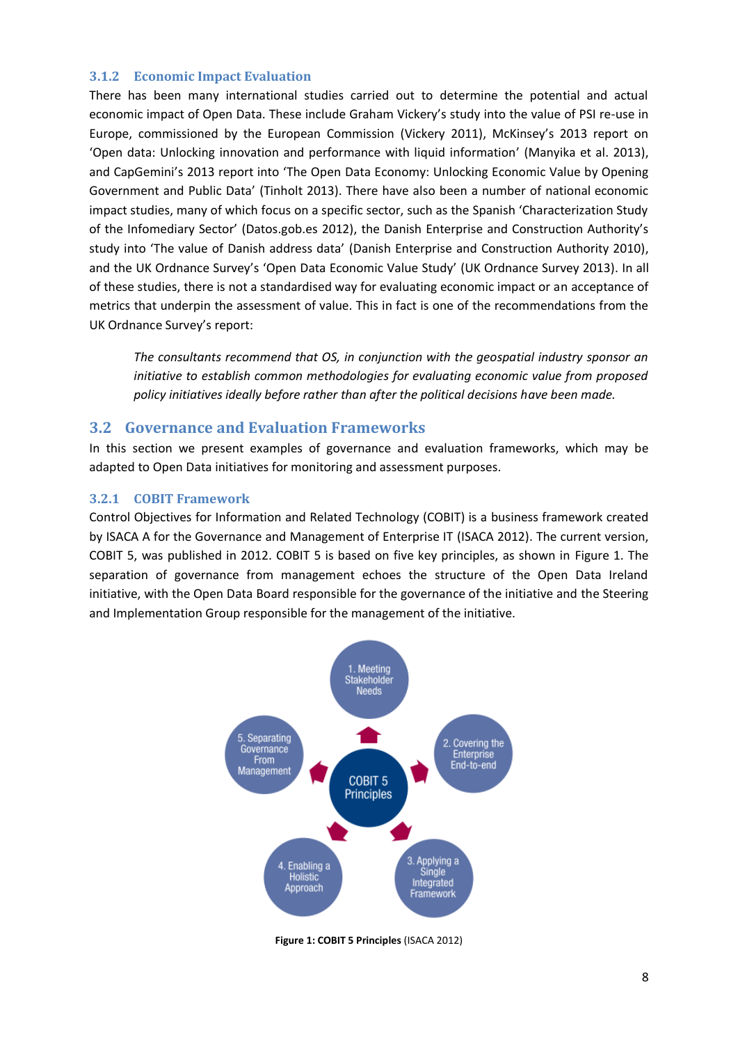### 3.1.2 Economic Impact Evaluation

There has been many international studies carried out to determine the potential and actual economic impact of Open Data. These include Graham Vickery's study into the value of PSI re-use in Europe, commissioned by the European Commission (Vickery 2011), McKinsey's 2013 report on 'Open data: Unlocking innovation and performance with liquid information' (Manyika et al. 2013), and CapGemini's 2013 report into 'The Open Data Economy: Unlocking Economic Value by Opening Government and Public Data' (Tinholt 2013). There have also been a number of national economic impact studies, many of which focus on a specific sector, such as the Spanish 'Characterization Study of the Infomediary Sector' (Datos.gob.es 2012), the Danish Enterprise and Construction Authority's study into 'The value of Danish address data' (Danish Enterprise and Construction Authority 2010), and the UK Ordnance Survey's 'Open Data Economic Value Study' (UK Ordnance Survey 2013). In all of these studies, there is not a standardised way for evaluating economic impact or an acceptance of metrics that underpin the assessment of value. This in fact is one of the recommendations from the UK Ordnance Survey's report:

> *The consultants recommend that OS, in conjunction with the geospatial industry sponsor an initiative to establish common methodologies for evaluating economic value from proposed policy initiatives ideally before rather than after the political decisions have been made.*

## 3.2 Governance and Evaluation Frameworks

In this section we present examples of governance and evaluation frameworks, which may be adapted to Open Data initiatives for monitoring and assessment purposes.

### 3.2.1 COBIT Framework

Control Objectives for Information and Related Technology (COBIT) is a business framework created by ISACA A for the Governance and Management of Enterprise IT (ISACA 2012). The current version, COBIT 5, was published in 2012. COBIT 5 is based on five key principles, as shown in Figure 1. The separation of governance from management echoes the structure of the Open Data Ireland initiative, with the Open Data Board responsible for the governance of the initiative and the Steering and Implementation Group responsible for the management of the initiative.

COBIT 5 Principles:
1. Meeting Stakeholder Needs
2. Covering the Enterprise End-to-end
3. Applying a Single Integrated Framework
4. Enabling a Holistic Approach
5. Separating Governance From Management

**Figure 1: COBIT 5 Principles** (ISACA 2012)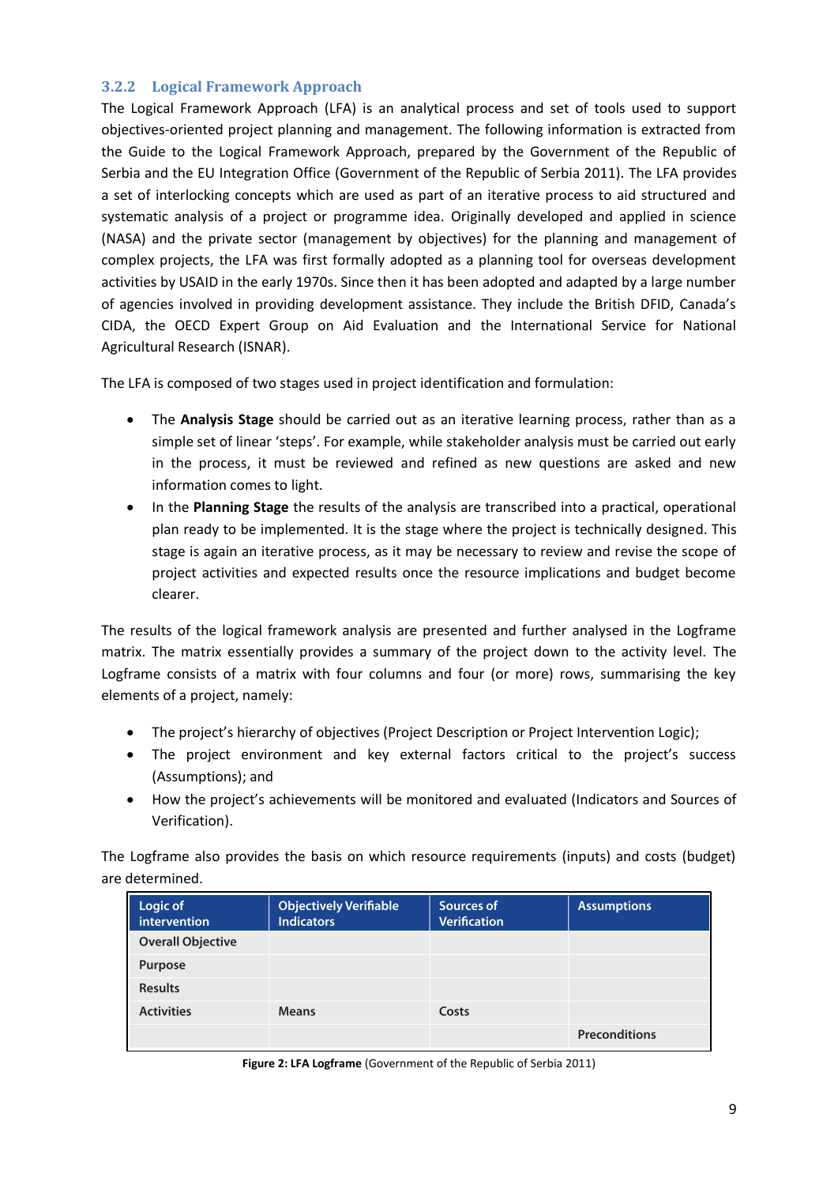### 3.2.2 Logical Framework Approach

The Logical Framework Approach (LFA) is an analytical process and set of tools used to support objectives-oriented project planning and management. The following information is extracted from the Guide to the Logical Framework Approach, prepared by the Government of the Republic of Serbia and the EU Integration Office (Government of the Republic of Serbia 2011). The LFA provides a set of interlocking concepts which are used as part of an iterative process to aid structured and systematic analysis of a project or programme idea. Originally developed and applied in science (NASA) and the private sector (management by objectives) for the planning and management of complex projects, the LFA was first formally adopted as a planning tool for overseas development activities by USAID in the early 1970s. Since then it has been adopted and adapted by a large number of agencies involved in providing development assistance. They include the British DFID, Canada's CIDA, the OECD Expert Group on Aid Evaluation and the International Service for National Agricultural Research (ISNAR).

The LFA is composed of two stages used in project identification and formulation:

- The **Analysis Stage** should be carried out as an iterative learning process, rather than as a simple set of linear 'steps'. For example, while stakeholder analysis must be carried out early in the process, it must be reviewed and refined as new questions are asked and new information comes to light.
- In the **Planning Stage** the results of the analysis are transcribed into a practical, operational plan ready to be implemented. It is the stage where the project is technically designed. This stage is again an iterative process, as it may be necessary to review and revise the scope of project activities and expected results once the resource implications and budget become clearer.

The results of the logical framework analysis are presented and further analysed in the Logframe matrix. The matrix essentially provides a summary of the project down to the activity level. The Logframe consists of a matrix with four columns and four (or more) rows, summarising the key elements of a project, namely:

- The project's hierarchy of objectives (Project Description or Project Intervention Logic);
- The project environment and key external factors critical to the project's success (Assumptions); and
- How the project's achievements will be monitored and evaluated (Indicators and Sources of Verification).

The Logframe also provides the basis on which resource requirements (inputs) and costs (budget) are determined.

| Logic of intervention | Objectively Verifiable Indicators | Sources of Verification | Assumptions |
|---|---|---|---|
| **Overall Objective** | | | |
| **Purpose** | | | |
| **Results** | | | |
| **Activities** | **Means** | **Costs** | |
| | | | **Preconditions** |

**Figure 2: LFA Logframe** (Government of the Republic of Serbia 2011)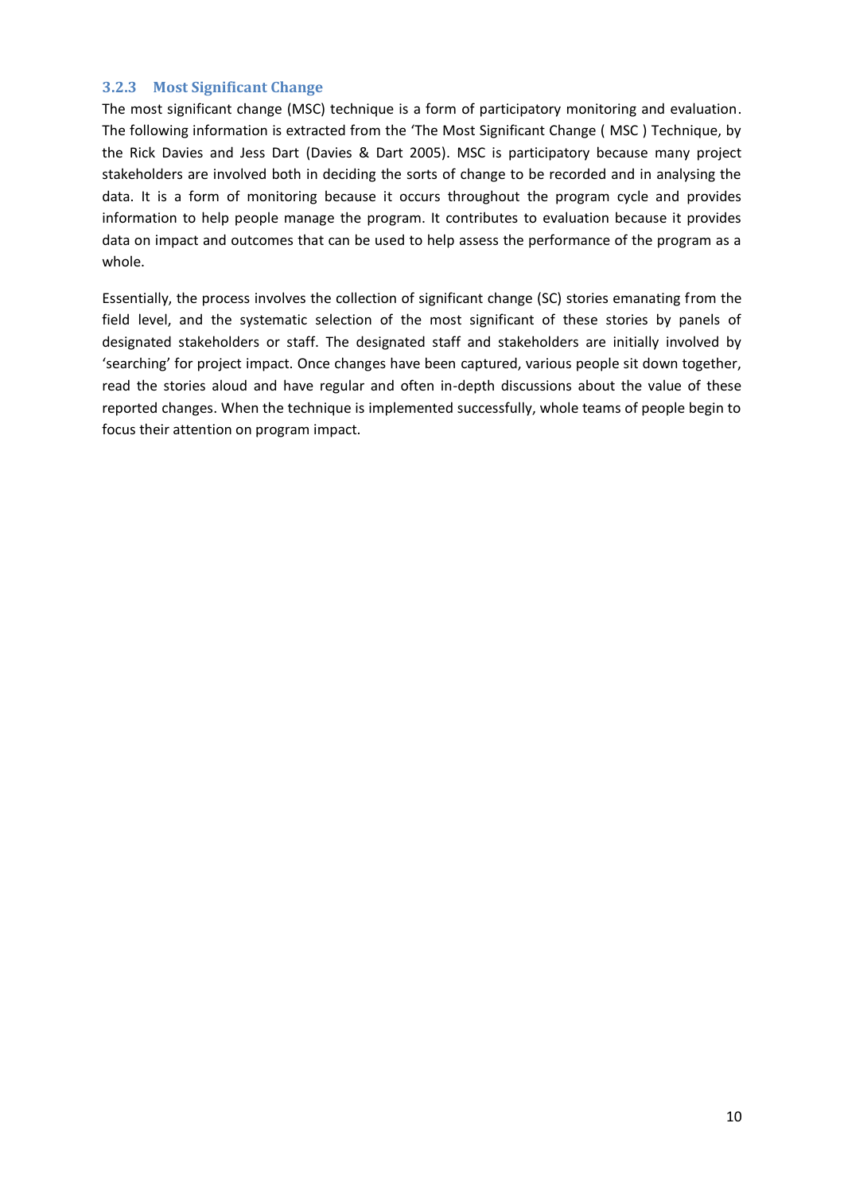### 3.2.3 Most Significant Change

The most significant change (MSC) technique is a form of participatory monitoring and evaluation. The following information is extracted from the 'The Most Significant Change ( MSC ) Technique, by the Rick Davies and Jess Dart (Davies & Dart 2005). MSC is participatory because many project stakeholders are involved both in deciding the sorts of change to be recorded and in analysing the data. It is a form of monitoring because it occurs throughout the program cycle and provides information to help people manage the program. It contributes to evaluation because it provides data on impact and outcomes that can be used to help assess the performance of the program as a whole.

Essentially, the process involves the collection of significant change (SC) stories emanating from the field level, and the systematic selection of the most significant of these stories by panels of designated stakeholders or staff. The designated staff and stakeholders are initially involved by 'searching' for project impact. Once changes have been captured, various people sit down together, read the stories aloud and have regular and often in-depth discussions about the value of these reported changes. When the technique is implemented successfully, whole teams of people begin to focus their attention on program impact.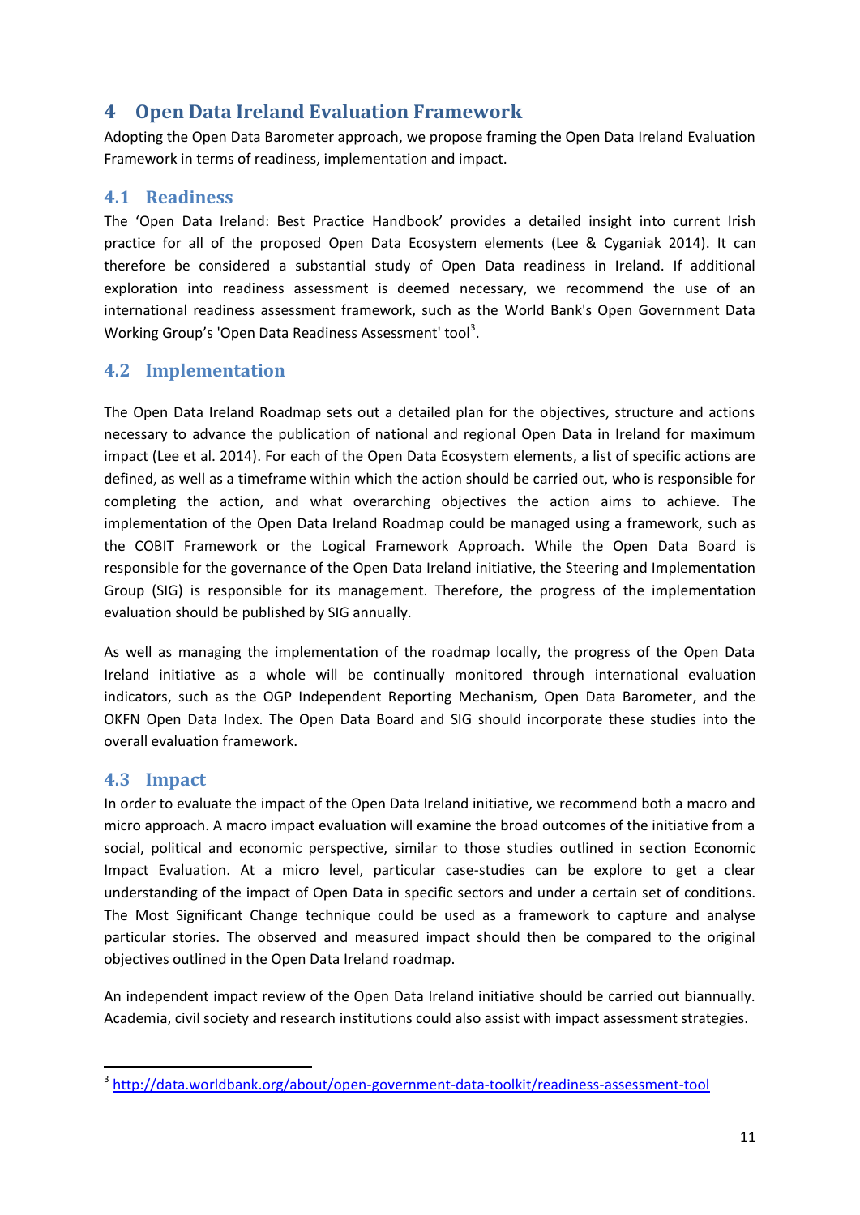# 4 Open Data Ireland Evaluation Framework

Adopting the Open Data Barometer approach, we propose framing the Open Data Ireland Evaluation Framework in terms of readiness, implementation and impact.

## 4.1 Readiness

The 'Open Data Ireland: Best Practice Handbook' provides a detailed insight into current Irish practice for all of the proposed Open Data Ecosystem elements (Lee & Cyganiak 2014). It can therefore be considered a substantial study of Open Data readiness in Ireland. If additional exploration into readiness assessment is deemed necessary, we recommend the use of an international readiness assessment framework, such as the World Bank's Open Government Data Working Group's 'Open Data Readiness Assessment' tool[3].

## 4.2 Implementation

The Open Data Ireland Roadmap sets out a detailed plan for the objectives, structure and actions necessary to advance the publication of national and regional Open Data in Ireland for maximum impact (Lee et al. 2014). For each of the Open Data Ecosystem elements, a list of specific actions are defined, as well as a timeframe within which the action should be carried out, who is responsible for completing the action, and what overarching objectives the action aims to achieve. The implementation of the Open Data Ireland Roadmap could be managed using a framework, such as the COBIT Framework or the Logical Framework Approach. While the Open Data Board is responsible for the governance of the Open Data Ireland initiative, the Steering and Implementation Group (SIG) is responsible for its management. Therefore, the progress of the implementation evaluation should be published by SIG annually.

As well as managing the implementation of the roadmap locally, the progress of the Open Data Ireland initiative as a whole will be continually monitored through international evaluation indicators, such as the OGP Independent Reporting Mechanism, Open Data Barometer, and the OKFN Open Data Index. The Open Data Board and SIG should incorporate these studies into the overall evaluation framework.

## 4.3 Impact

In order to evaluate the impact of the Open Data Ireland initiative, we recommend both a macro and micro approach. A macro impact evaluation will examine the broad outcomes of the initiative from a social, political and economic perspective, similar to those studies outlined in section Economic Impact Evaluation. At a micro level, particular case-studies can be explore to get a clear understanding of the impact of Open Data in specific sectors and under a certain set of conditions. The Most Significant Change technique could be used as a framework to capture and analyse particular stories. The observed and measured impact should then be compared to the original objectives outlined in the Open Data Ireland roadmap.

An independent impact review of the Open Data Ireland initiative should be carried out biannually. Academia, civil society and research institutions could also assist with impact assessment strategies.

[3] http://data.worldbank.org/about/open-government-data-toolkit/readiness-assessment-tool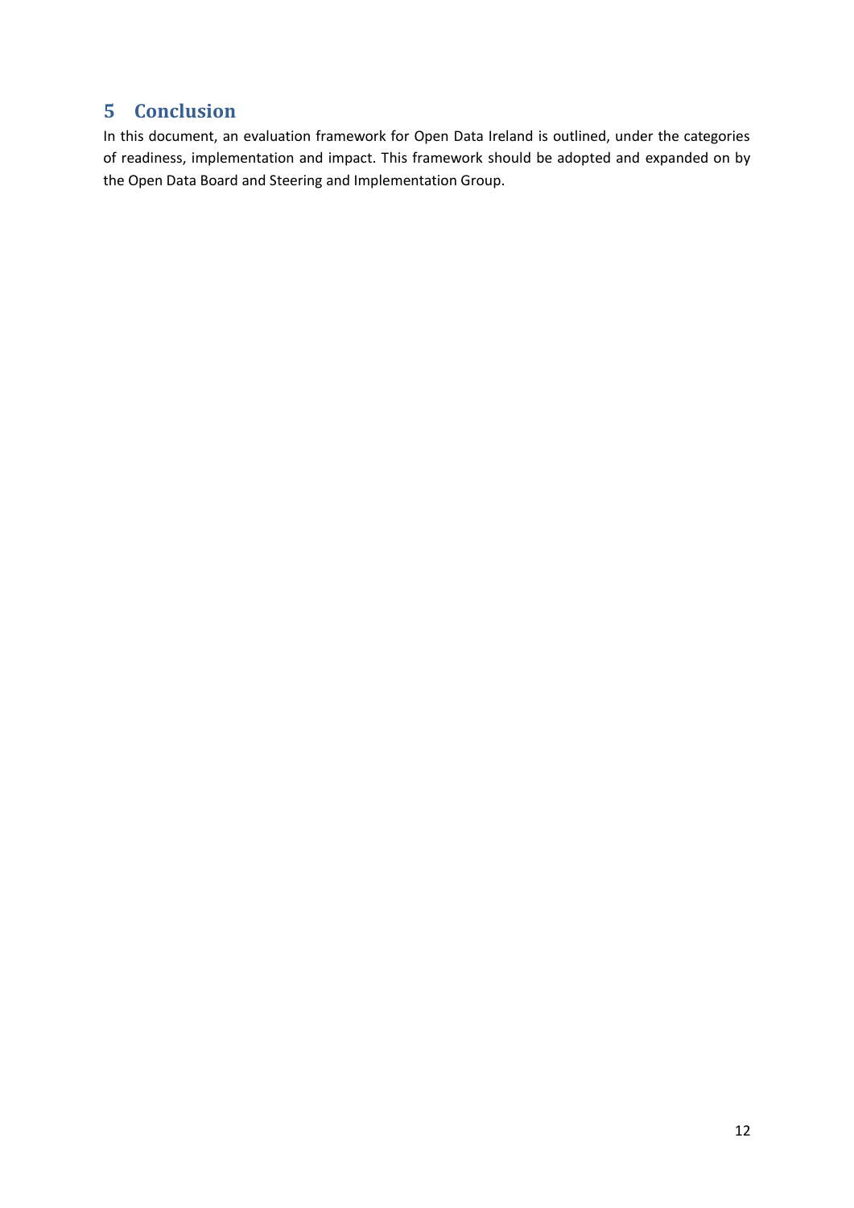# 5 Conclusion

In this document, an evaluation framework for Open Data Ireland is outlined, under the categories of readiness, implementation and impact. This framework should be adopted and expanded on by the Open Data Board and Steering and Implementation Group.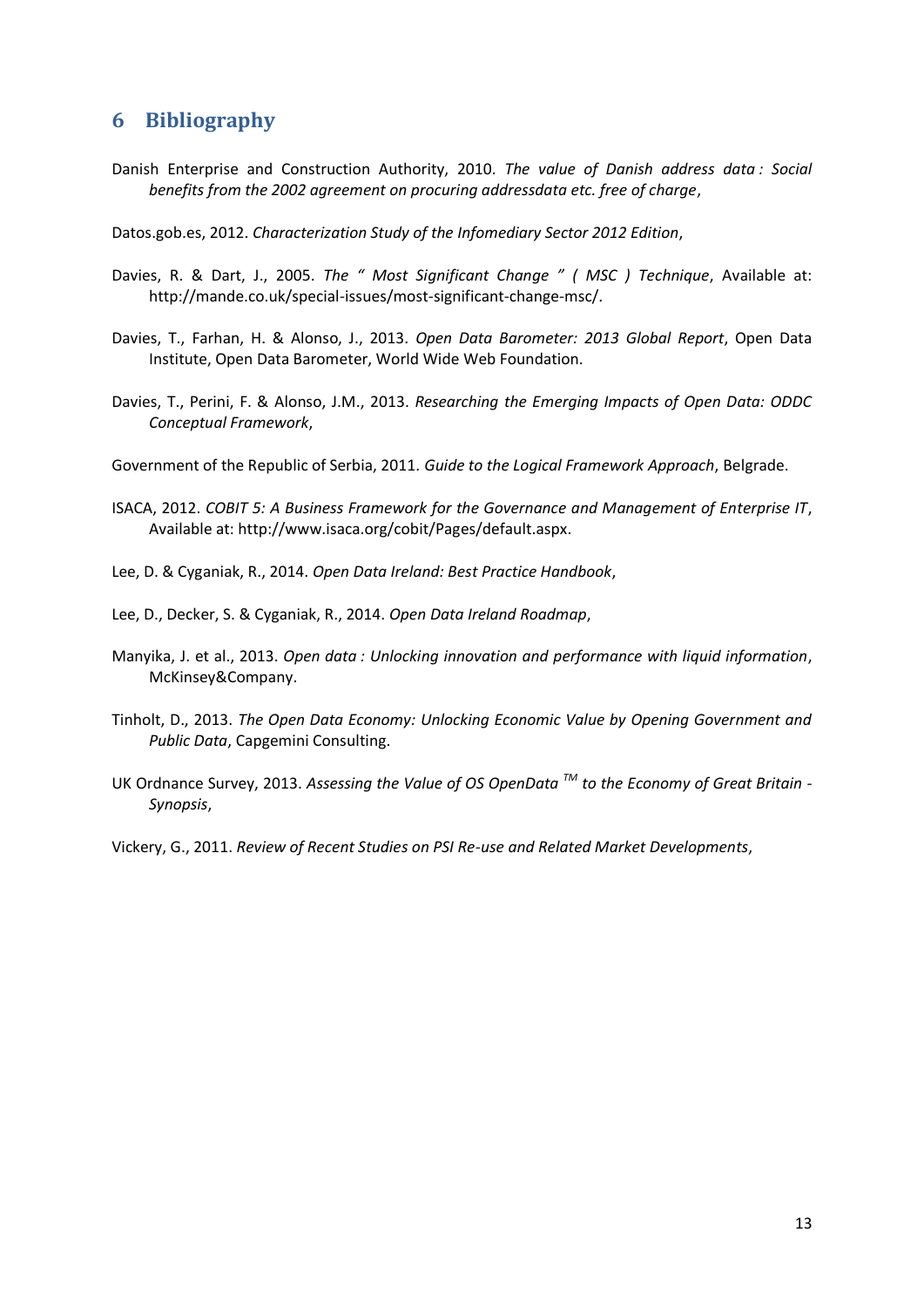## 6 Bibliography

Danish Enterprise and Construction Authority, 2010. *The value of Danish address data : Social benefits from the 2002 agreement on procuring addressdata etc. free of charge*,

Datos.gob.es, 2012. *Characterization Study of the Infomediary Sector 2012 Edition*,

Davies, R. & Dart, J., 2005. *The " Most Significant Change " ( MSC ) Technique*, Available at: http://mande.co.uk/special-issues/most-significant-change-msc/.

Davies, T., Farhan, H. & Alonso, J., 2013. *Open Data Barometer: 2013 Global Report*, Open Data Institute, Open Data Barometer, World Wide Web Foundation.

Davies, T., Perini, F. & Alonso, J.M., 2013. *Researching the Emerging Impacts of Open Data: ODDC Conceptual Framework*,

Government of the Republic of Serbia, 2011. *Guide to the Logical Framework Approach*, Belgrade.

ISACA, 2012. *COBIT 5: A Business Framework for the Governance and Management of Enterprise IT*, Available at: http://www.isaca.org/cobit/Pages/default.aspx.

Lee, D. & Cyganiak, R., 2014. *Open Data Ireland: Best Practice Handbook*,

Lee, D., Decker, S. & Cyganiak, R., 2014. *Open Data Ireland Roadmap*,

Manyika, J. et al., 2013. *Open data : Unlocking innovation and performance with liquid information*, McKinsey&Company.

Tinholt, D., 2013. *The Open Data Economy: Unlocking Economic Value by Opening Government and Public Data*, Capgemini Consulting.

UK Ordnance Survey, 2013. *Assessing the Value of OS OpenData ™ to the Economy of Great Britain - Synopsis*,

Vickery, G., 2011. *Review of Recent Studies on PSI Re-use and Related Market Developments*,